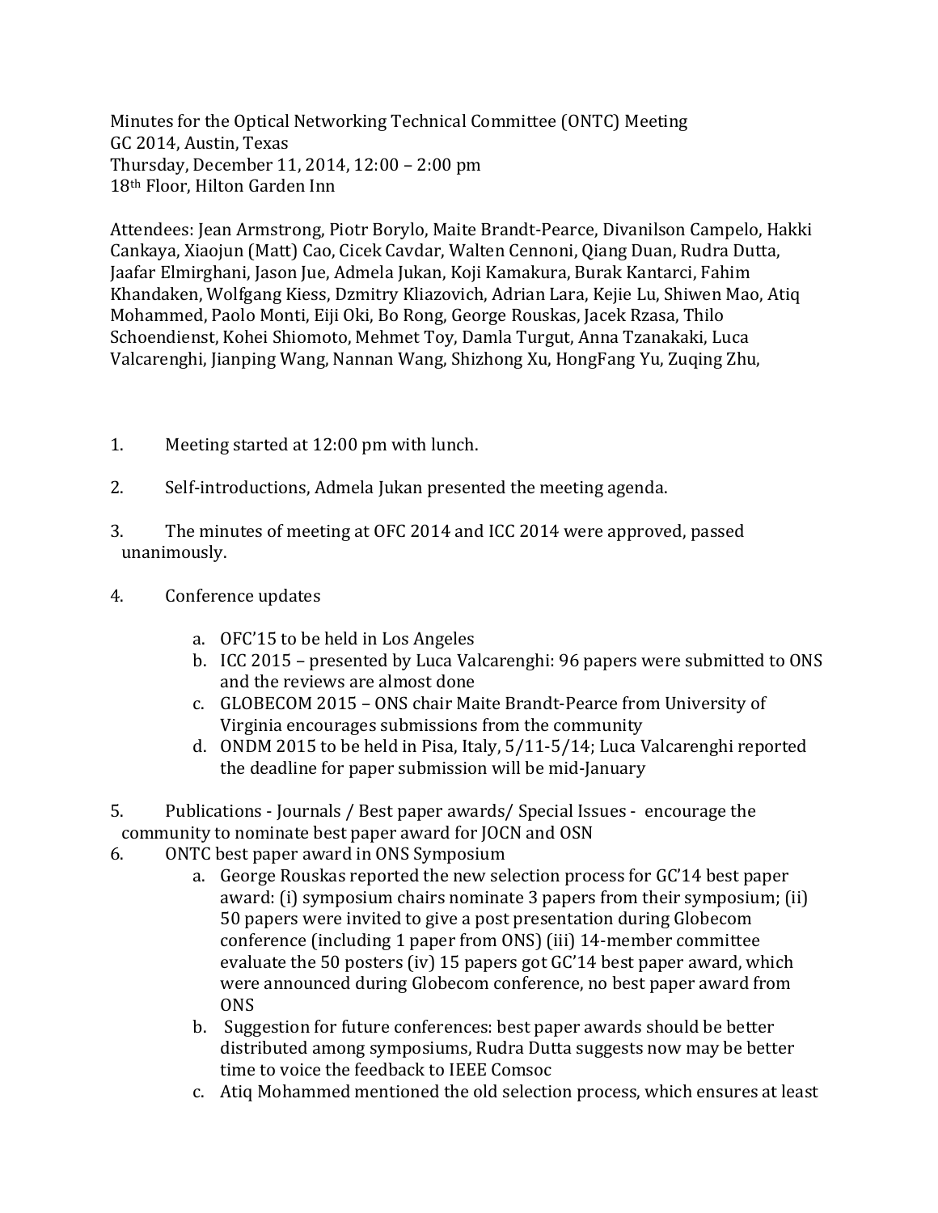Minutes for the Optical Networking Technical Committee (ONTC) Meeting
GC 2014, Austin, Texas
Thursday, December 11, 2014, 12:00 – 2:00 pm
18th Floor, Hilton Garden Inn

Attendees: Jean Armstrong, Piotr Borylo, Maite Brandt-Pearce, Divanilson Campelo, Hakki Cankaya, Xiaojun (Matt) Cao, Cicek Cavdar, Walten Cennoni, Qiang Duan, Rudra Dutta, Jaafar Elmirghani, Jason Jue, Admela Jukan, Koji Kamakura, Burak Kantarci, Fahim Khandaken, Wolfgang Kiess, Dzmitry Kliazovich, Adrian Lara, Kejie Lu, Shiwen Mao, Atiq Mohammed, Paolo Monti, Eiji Oki, Bo Rong, George Rouskas, Jacek Rzasa, Thilo Schoendienst, Kohei Shiomoto, Mehmet Toy, Damla Turgut, Anna Tzanakaki, Luca Valcarenghi, Jianping Wang, Nannan Wang, Shizhong Xu, HongFang Yu, Zuqing Zhu,

1. Meeting started at 12:00 pm with lunch.

2. Self-introductions, Admela Jukan presented the meeting agenda.

3. The minutes of meeting at OFC 2014 and ICC 2014 were approved, passed unanimously.

4. Conference updates

   a. OFC'15 to be held in Los Angeles
   b. ICC 2015 – presented by Luca Valcarenghi: 96 papers were submitted to ONS and the reviews are almost done
   c. GLOBECOM 2015 – ONS chair Maite Brandt-Pearce from University of Virginia encourages submissions from the community
   d. ONDM 2015 to be held in Pisa, Italy, 5/11-5/14; Luca Valcarenghi reported the deadline for paper submission will be mid-January

5. Publications - Journals / Best paper awards/ Special Issues - encourage the community to nominate best paper award for JOCN and OSN

6. ONTC best paper award in ONS Symposium
   a. George Rouskas reported the new selection process for GC'14 best paper award: (i) symposium chairs nominate 3 papers from their symposium; (ii) 50 papers were invited to give a post presentation during Globecom conference (including 1 paper from ONS) (iii) 14-member committee evaluate the 50 posters (iv) 15 papers got GC'14 best paper award, which were announced during Globecom conference, no best paper award from ONS
   b. Suggestion for future conferences: best paper awards should be better distributed among symposiums, Rudra Dutta suggests now may be better time to voice the feedback to IEEE Comsoc
   c. Atiq Mohammed mentioned the old selection process, which ensures at least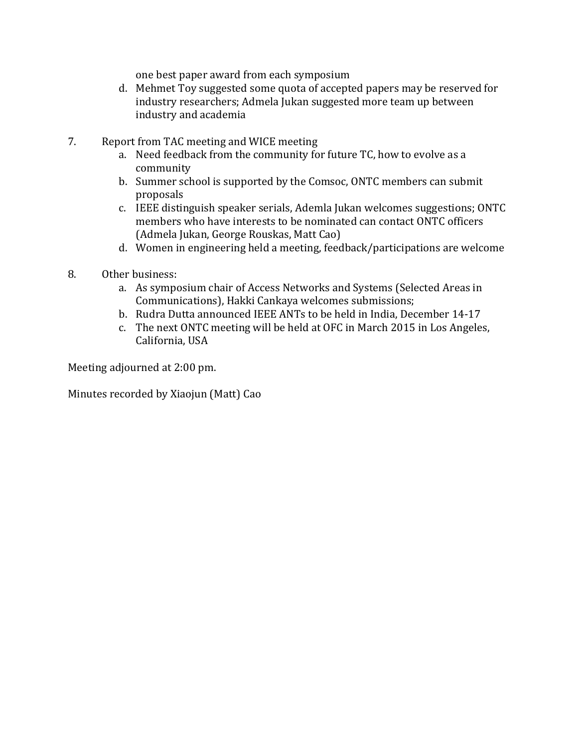one best paper award from each symposium

d. Mehmet Toy suggested some quota of accepted papers may be reserved for industry researchers; Admela Jukan suggested more team up between industry and academia

7. Report from TAC meeting and WICE meeting
   a. Need feedback from the community for future TC, how to evolve as a community
   b. Summer school is supported by the Comsoc, ONTC members can submit proposals
   c. IEEE distinguish speaker serials, Ademla Jukan welcomes suggestions; ONTC members who have interests to be nominated can contact ONTC officers (Admela Jukan, George Rouskas, Matt Cao)
   d. Women in engineering held a meeting, feedback/participations are welcome

8. Other business:
   a. As symposium chair of Access Networks and Systems (Selected Areas in Communications), Hakki Cankaya welcomes submissions;
   b. Rudra Dutta announced IEEE ANTs to be held in India, December 14-17
   c. The next ONTC meeting will be held at OFC in March 2015 in Los Angeles, California, USA

Meeting adjourned at 2:00 pm.

Minutes recorded by Xiaojun (Matt) Cao